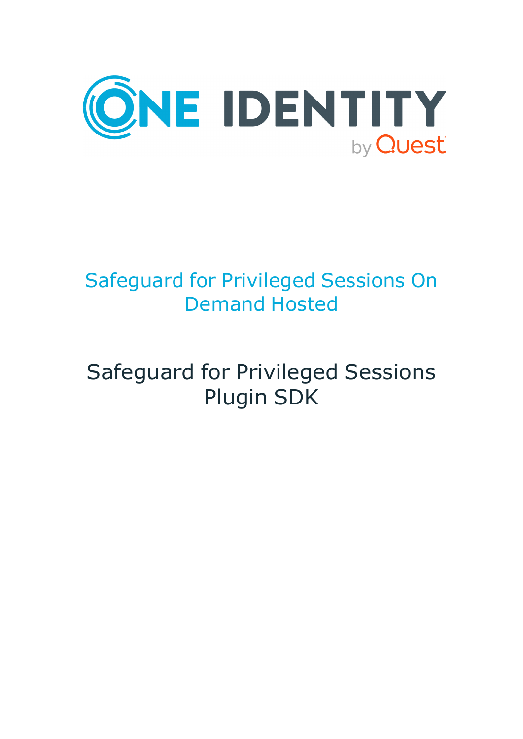# Safeguard for Privileged Sessions On Demand Hosted

## Safeguard for Privileged Sessions Plugin SDK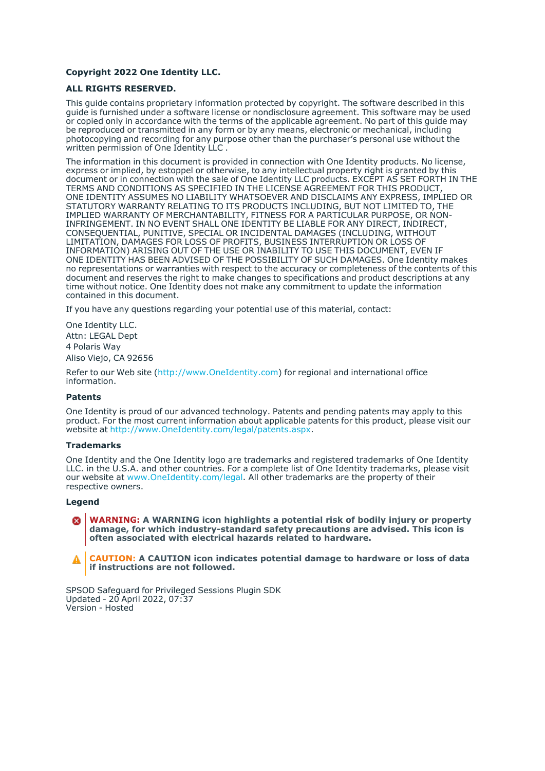**Copyright 2022 One Identity LLC.**

**ALL RIGHTS RESERVED.**

This guide contains proprietary information protected by copyright. The software described in this guide is furnished under a software license or nondisclosure agreement. This software may be used or copied only in accordance with the terms of the applicable agreement. No part of this guide may be reproduced or transmitted in any form or by any means, electronic or mechanical, including photocopying and recording for any purpose other than the purchaser's personal use without the written permission of One Identity LLC .

The information in this document is provided in connection with One Identity products. No license, express or implied, by estoppel or otherwise, to any intellectual property right is granted by this document or in connection with the sale of One Identity LLC products. EXCEPT AS SET FORTH IN THE TERMS AND CONDITIONS AS SPECIFIED IN THE LICENSE AGREEMENT FOR THIS PRODUCT, ONE IDENTITY ASSUMES NO LIABILITY WHATSOEVER AND DISCLAIMS ANY EXPRESS, IMPLIED OR STATUTORY WARRANTY RELATING TO ITS PRODUCTS INCLUDING, BUT NOT LIMITED TO, THE IMPLIED WARRANTY OF MERCHANTABILITY, FITNESS FOR A PARTICULAR PURPOSE, OR NON-INFRINGEMENT. IN NO EVENT SHALL ONE IDENTITY BE LIABLE FOR ANY DIRECT, INDIRECT, CONSEQUENTIAL, PUNITIVE, SPECIAL OR INCIDENTAL DAMAGES (INCLUDING, WITHOUT LIMITATION, DAMAGES FOR LOSS OF PROFITS, BUSINESS INTERRUPTION OR LOSS OF INFORMATION) ARISING OUT OF THE USE OR INABILITY TO USE THIS DOCUMENT, EVEN IF ONE IDENTITY HAS BEEN ADVISED OF THE POSSIBILITY OF SUCH DAMAGES. One Identity makes no representations or warranties with respect to the accuracy or completeness of the contents of this document and reserves the right to make changes to specifications and product descriptions at any time without notice. One Identity does not make any commitment to update the information contained in this document.

If you have any questions regarding your potential use of this material, contact:

One Identity LLC.
Attn: LEGAL Dept
4 Polaris Way
Aliso Viejo, CA 92656

Refer to our Web site (http://www.OneIdentity.com) for regional and international office information.

**Patents**

One Identity is proud of our advanced technology. Patents and pending patents may apply to this product. For the most current information about applicable patents for this product, please visit our website at http://www.OneIdentity.com/legal/patents.aspx.

**Trademarks**

One Identity and the One Identity logo are trademarks and registered trademarks of One Identity LLC. in the U.S.A. and other countries. For a complete list of One Identity trademarks, please visit our website at www.OneIdentity.com/legal. All other trademarks are the property of their respective owners.

**Legend**

**WARNING: A WARNING icon highlights a potential risk of bodily injury or property damage, for which industry-standard safety precautions are advised. This icon is often associated with electrical hazards related to hardware.**

**CAUTION: A CAUTION icon indicates potential damage to hardware or loss of data if instructions are not followed.**

SPSOD Safeguard for Privileged Sessions Plugin SDK
Updated - 20 April 2022, 07:37
Version - Hosted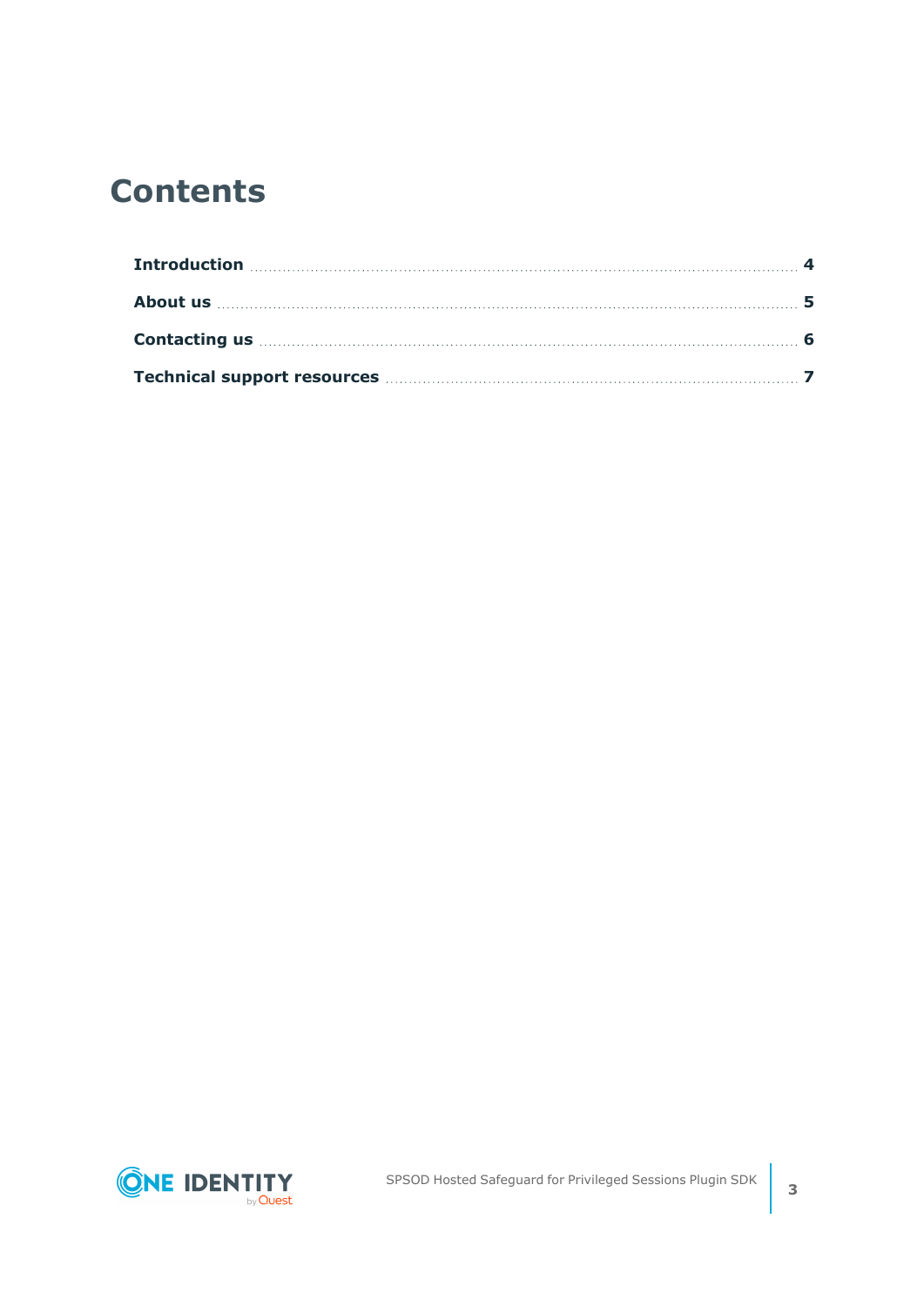# Contents

| | |
|---|---|
| **Introduction** | **4** |
| **About us** | **5** |
| **Contacting us** | **6** |
| **Technical support resources** | **7** |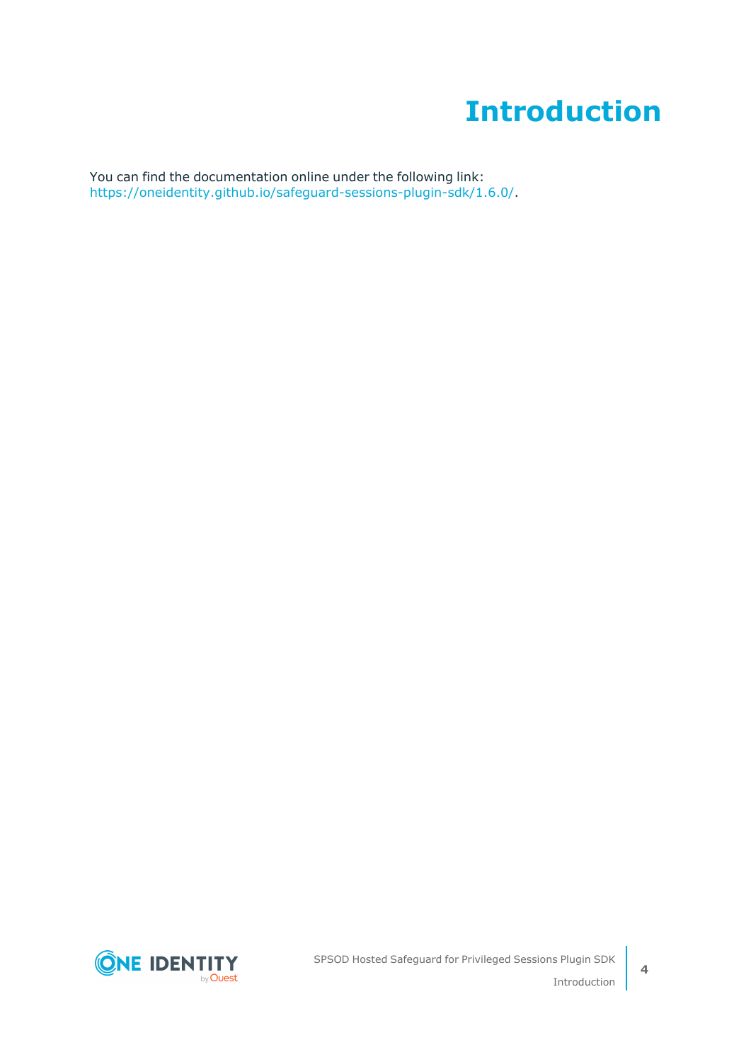# Introduction

You can find the documentation online under the following link: https://oneidentity.github.io/safeguard-sessions-plugin-sdk/1.6.0/.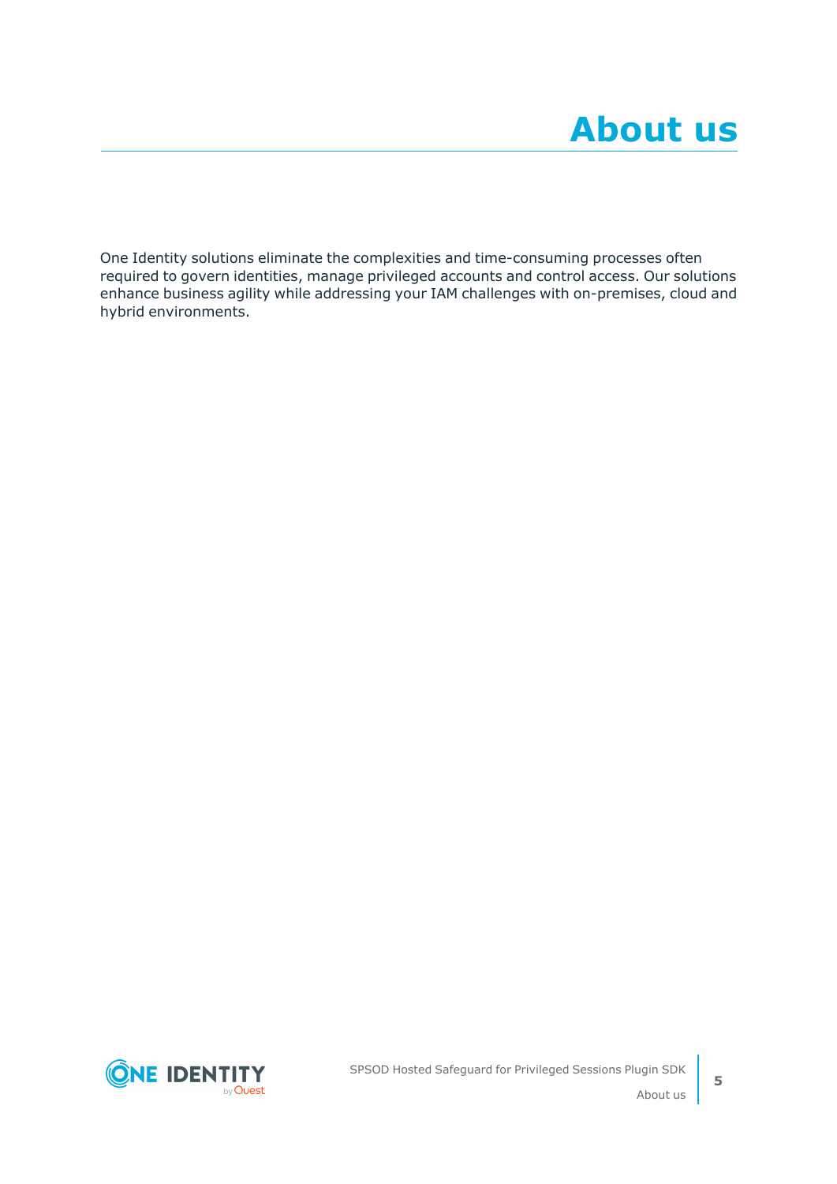# About us

One Identity solutions eliminate the complexities and time-consuming processes often required to govern identities, manage privileged accounts and control access. Our solutions enhance business agility while addressing your IAM challenges with on-premises, cloud and hybrid environments.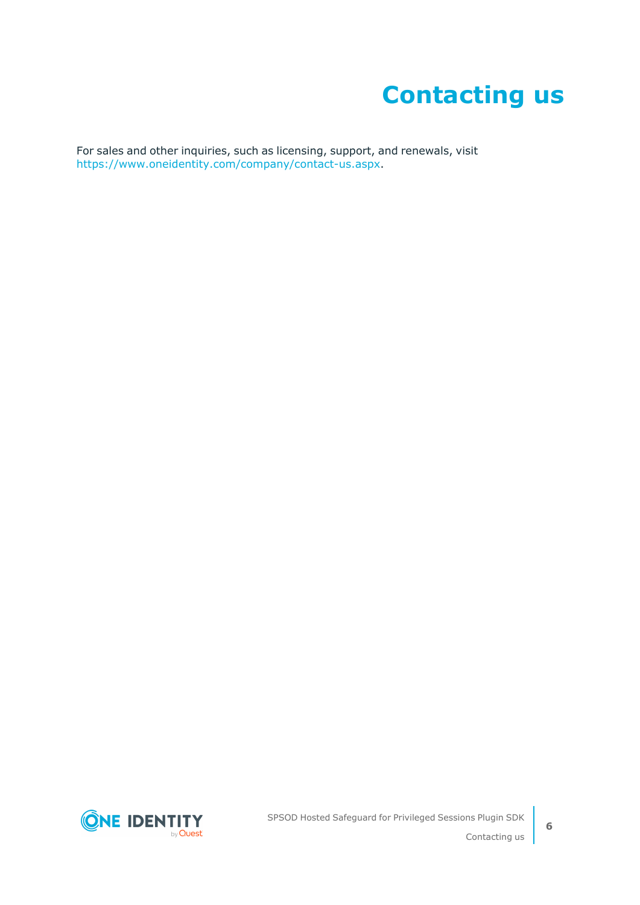# Contacting us

For sales and other inquiries, such as licensing, support, and renewals, visit https://www.oneidentity.com/company/contact-us.aspx.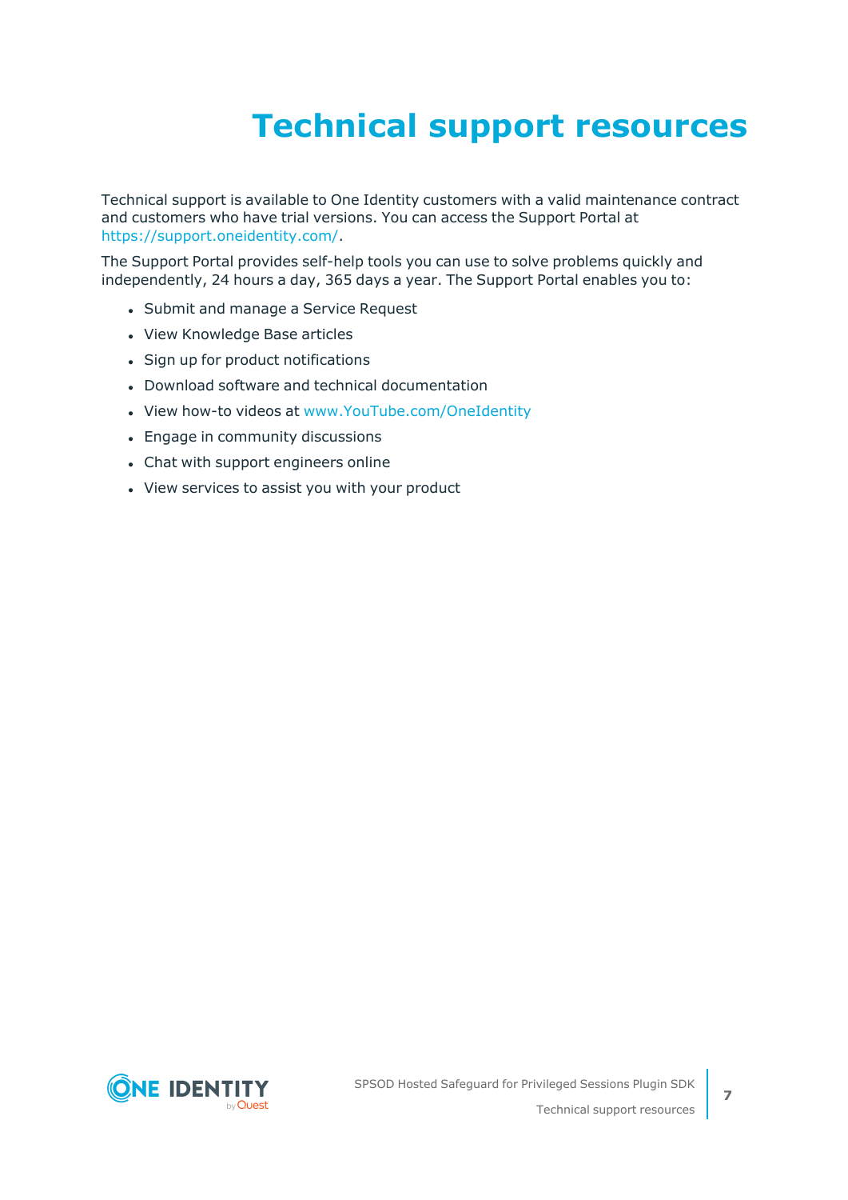# Technical support resources

Technical support is available to One Identity customers with a valid maintenance contract and customers who have trial versions. You can access the Support Portal at https://support.oneidentity.com/.

The Support Portal provides self-help tools you can use to solve problems quickly and independently, 24 hours a day, 365 days a year. The Support Portal enables you to:

- Submit and manage a Service Request
- View Knowledge Base articles
- Sign up for product notifications
- Download software and technical documentation
- View how-to videos at www.YouTube.com/OneIdentity
- Engage in community discussions
- Chat with support engineers online
- View services to assist you with your product